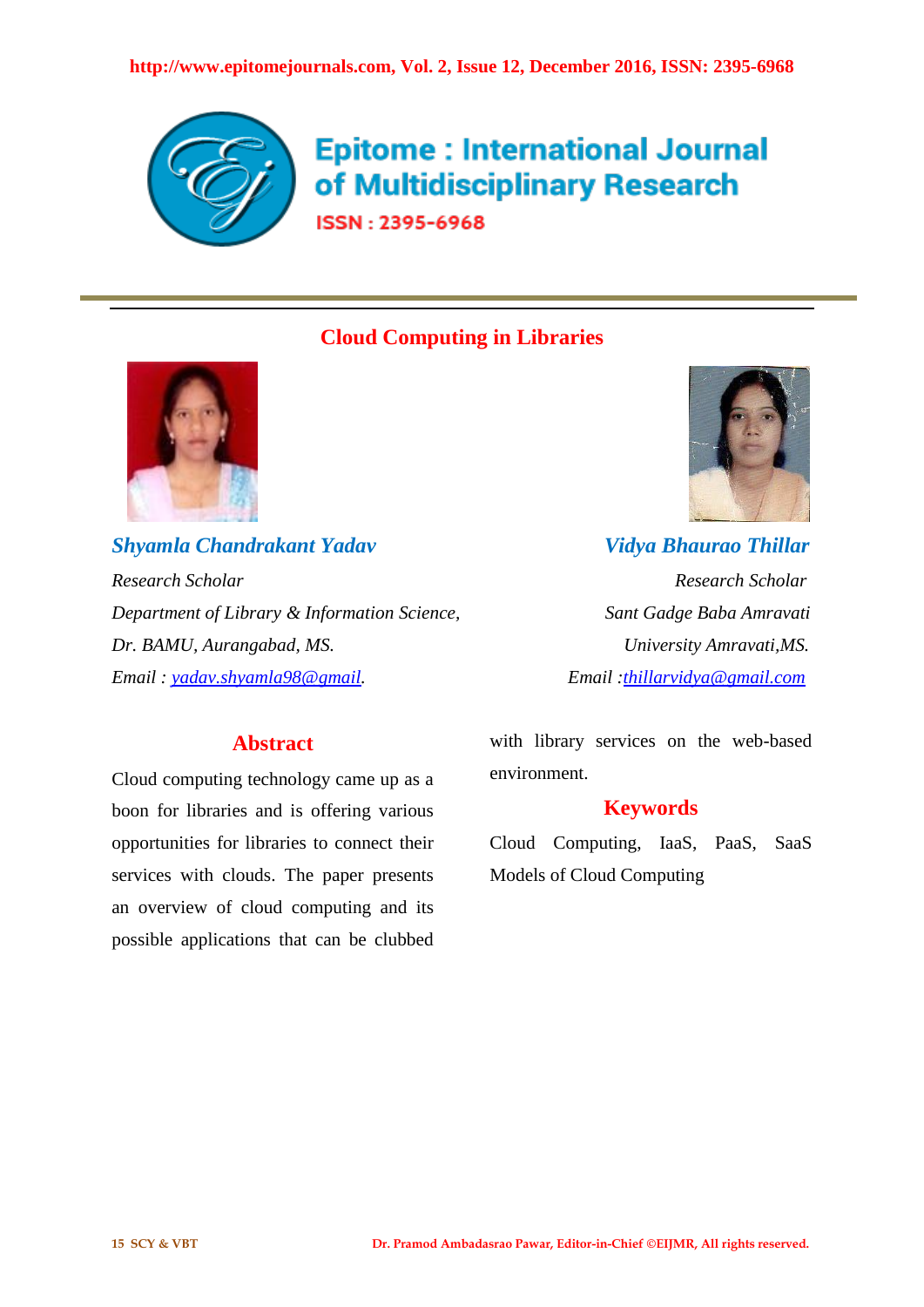# Cloud Computing in Libraries

***Shyamla Chandrakant Yadav***

*Research Scholar*

*Department of Library & Information Science,*

*Dr. BAMU, Aurangabad, MS.*

*Email : yadav.shyamla98@gmail.*

***Vidya Bhaurao Thillar***

*Research Scholar*

*Sant Gadge Baba Amravati*

*University Amravati,MS.*

*Email :thillarvidya@gmail.com*

## Abstract

Cloud computing technology came up as a boon for libraries and is offering various opportunities for libraries to connect their services with clouds. The paper presents an overview of cloud computing and its possible applications that can be clubbed with library services on the web-based environment.

## Keywords

Cloud Computing, IaaS, PaaS, SaaS Models of Cloud Computing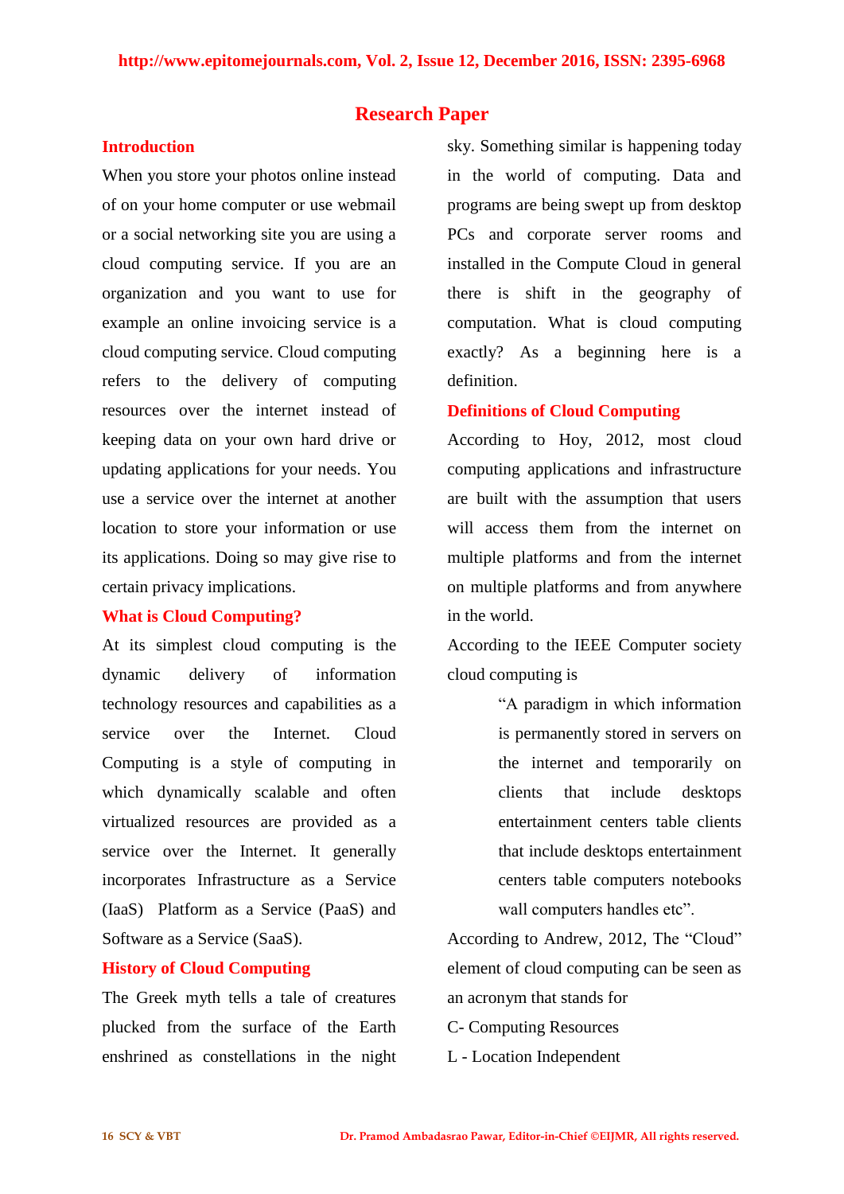## Research Paper

### Introduction

When you store your photos online instead of on your home computer or use webmail or a social networking site you are using a cloud computing service. If you are an organization and you want to use for example an online invoicing service is a cloud computing service. Cloud computing refers to the delivery of computing resources over the internet instead of keeping data on your own hard drive or updating applications for your needs. You use a service over the internet at another location to store your information or use its applications. Doing so may give rise to certain privacy implications.

### What is Cloud Computing?

At its simplest cloud computing is the dynamic delivery of information technology resources and capabilities as a service over the Internet. Cloud Computing is a style of computing in which dynamically scalable and often virtualized resources are provided as a service over the Internet. It generally incorporates Infrastructure as a Service (IaaS) Platform as a Service (PaaS) and Software as a Service (SaaS).

### History of Cloud Computing

The Greek myth tells a tale of creatures plucked from the surface of the Earth enshrined as constellations in the night sky. Something similar is happening today in the world of computing. Data and programs are being swept up from desktop PCs and corporate server rooms and installed in the Compute Cloud in general there is shift in the geography of computation. What is cloud computing exactly? As a beginning here is a definition.

### Definitions of Cloud Computing

According to Hoy, 2012, most cloud computing applications and infrastructure are built with the assumption that users will access them from the internet on multiple platforms and from the internet on multiple platforms and from anywhere in the world.

According to the IEEE Computer society cloud computing is

> "A paradigm in which information is permanently stored in servers on the internet and temporarily on clients that include desktops entertainment centers table clients that include desktops entertainment centers table computers notebooks wall computers handles etc".

According to Andrew, 2012, The "Cloud" element of cloud computing can be seen as an acronym that stands for

C- Computing Resources

L - Location Independent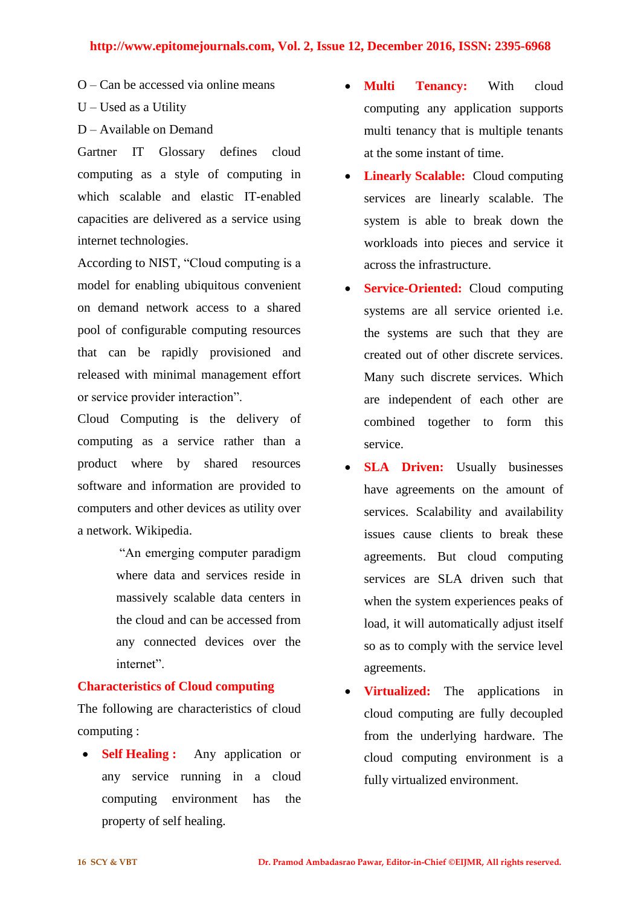O – Can be accessed via online means

U – Used as a Utility

D – Available on Demand

Gartner IT Glossary defines cloud computing as a style of computing in which scalable and elastic IT-enabled capacities are delivered as a service using internet technologies.

According to NIST, "Cloud computing is a model for enabling ubiquitous convenient on demand network access to a shared pool of configurable computing resources that can be rapidly provisioned and released with minimal management effort or service provider interaction".

Cloud Computing is the delivery of computing as a service rather than a product where by shared resources software and information are provided to computers and other devices as utility over a network. Wikipedia.

> "An emerging computer paradigm where data and services reside in massively scalable data centers in the cloud and can be accessed from any connected devices over the internet".

## Characteristics of Cloud computing

The following are characteristics of cloud computing :

- **Self Healing :** Any application or any service running in a cloud computing environment has the property of self healing.
- **Multi Tenancy:** With cloud computing any application supports multi tenancy that is multiple tenants at the some instant of time.
- **Linearly Scalable:** Cloud computing services are linearly scalable. The system is able to break down the workloads into pieces and service it across the infrastructure.
- **Service-Oriented:** Cloud computing systems are all service oriented i.e. the systems are such that they are created out of other discrete services. Many such discrete services. Which are independent of each other are combined together to form this service.
- **SLA Driven:** Usually businesses have agreements on the amount of services. Scalability and availability issues cause clients to break these agreements. But cloud computing services are SLA driven such that when the system experiences peaks of load, it will automatically adjust itself so as to comply with the service level agreements.
- **Virtualized:** The applications in cloud computing are fully decoupled from the underlying hardware. The cloud computing environment is a fully virtualized environment.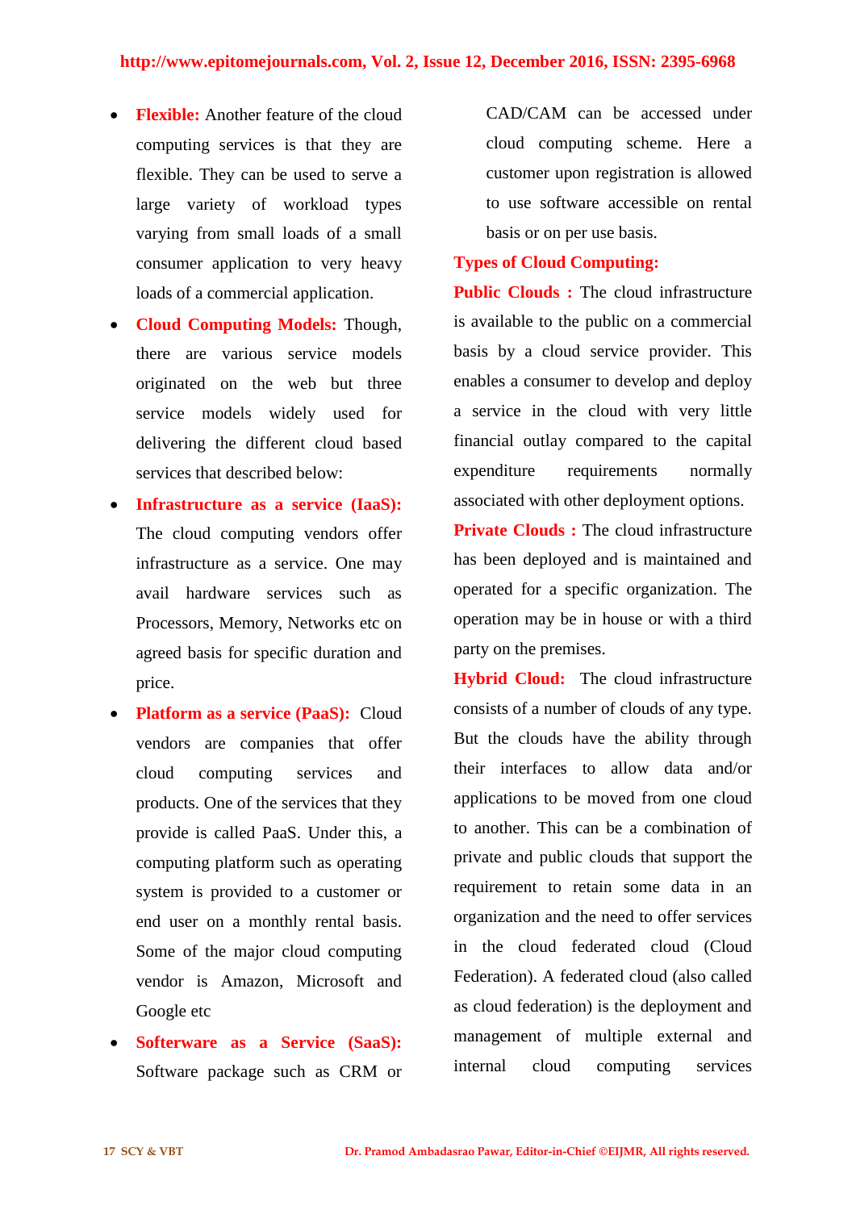- **Flexible:** Another feature of the cloud computing services is that they are flexible. They can be used to serve a large variety of workload types varying from small loads of a small consumer application to very heavy loads of a commercial application.
- **Cloud Computing Models:** Though, there are various service models originated on the web but three service models widely used for delivering the different cloud based services that described below:
- **Infrastructure as a service (IaaS):** The cloud computing vendors offer infrastructure as a service. One may avail hardware services such as Processors, Memory, Networks etc on agreed basis for specific duration and price.
- **Platform as a service (PaaS):** Cloud vendors are companies that offer cloud computing services and products. One of the services that they provide is called PaaS. Under this, a computing platform such as operating system is provided to a customer or end user on a monthly rental basis. Some of the major cloud computing vendor is Amazon, Microsoft and Google etc
- **Softerware as a Service (SaaS):** Software package such as CRM or CAD/CAM can be accessed under cloud computing scheme. Here a customer upon registration is allowed to use software accessible on rental basis or on per use basis.

**Types of Cloud Computing:**

**Public Clouds :** The cloud infrastructure is available to the public on a commercial basis by a cloud service provider. This enables a consumer to develop and deploy a service in the cloud with very little financial outlay compared to the capital expenditure requirements normally associated with other deployment options.

**Private Clouds :** The cloud infrastructure has been deployed and is maintained and operated for a specific organization. The operation may be in house or with a third party on the premises.

**Hybrid Cloud:** The cloud infrastructure consists of a number of clouds of any type. But the clouds have the ability through their interfaces to allow data and/or applications to be moved from one cloud to another. This can be a combination of private and public clouds that support the requirement to retain some data in an organization and the need to offer services in the cloud federated cloud (Cloud Federation). A federated cloud (also called as cloud federation) is the deployment and management of multiple external and internal cloud computing services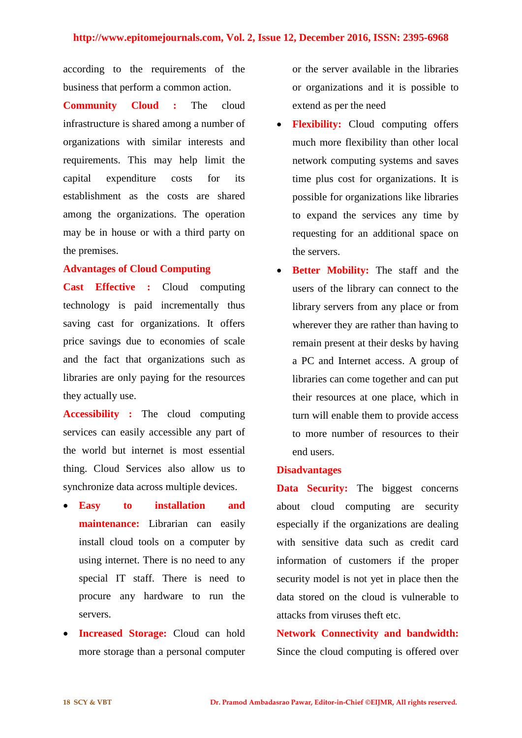according to the requirements of the business that perform a common action.

**Community Cloud :** The cloud infrastructure is shared among a number of organizations with similar interests and requirements. This may help limit the capital expenditure costs for its establishment as the costs are shared among the organizations. The operation may be in house or with a third party on the premises.

## Advantages of Cloud Computing

**Cast Effective :** Cloud computing technology is paid incrementally thus saving cast for organizations. It offers price savings due to economies of scale and the fact that organizations such as libraries are only paying for the resources they actually use.

**Accessibility :** The cloud computing services can easily accessible any part of the world but internet is most essential thing. Cloud Services also allow us to synchronize data across multiple devices.

- **Easy to installation and maintenance:** Librarian can easily install cloud tools on a computer by using internet. There is no need to any special IT staff. There is need to procure any hardware to run the servers.
- **Increased Storage:** Cloud can hold more storage than a personal computer or the server available in the libraries or organizations and it is possible to extend as per the need
- **Flexibility:** Cloud computing offers much more flexibility than other local network computing systems and saves time plus cost for organizations. It is possible for organizations like libraries to expand the services any time by requesting for an additional space on the servers.
- **Better Mobility:** The staff and the users of the library can connect to the library servers from any place or from wherever they are rather than having to remain present at their desks by having a PC and Internet access. A group of libraries can come together and can put their resources at one place, which in turn will enable them to provide access to more number of resources to their end users.

## Disadvantages

**Data Security:** The biggest concerns about cloud computing are security especially if the organizations are dealing with sensitive data such as credit card information of customers if the proper security model is not yet in place then the data stored on the cloud is vulnerable to attacks from viruses theft etc.

**Network Connectivity and bandwidth:** Since the cloud computing is offered over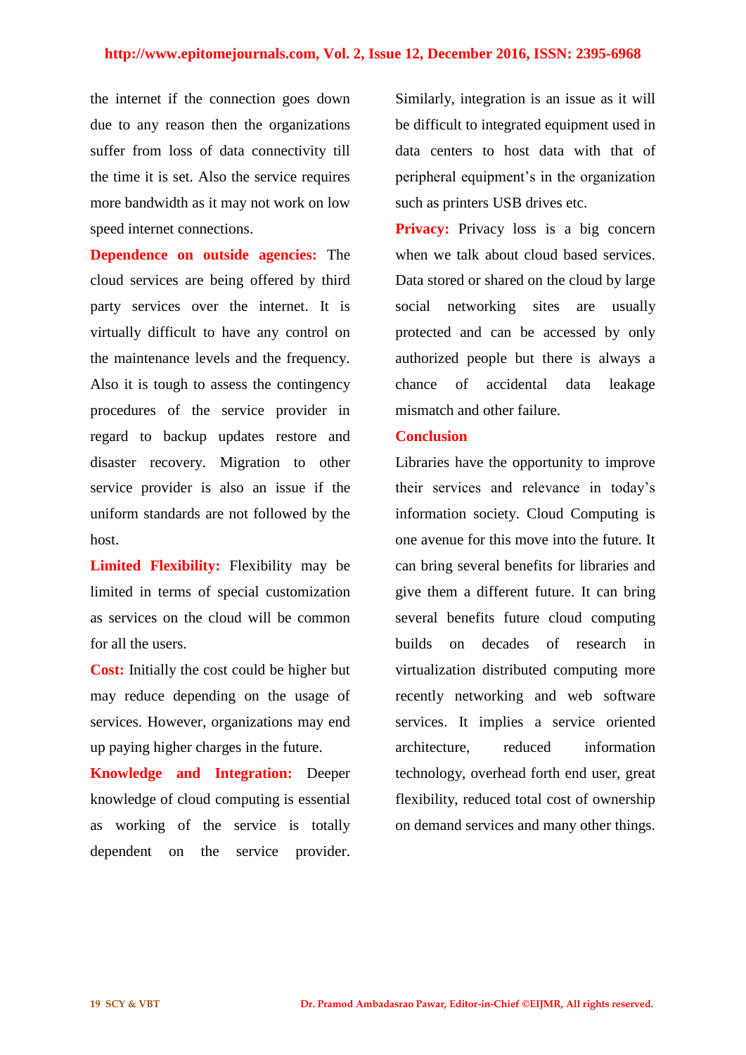the internet if the connection goes down due to any reason then the organizations suffer from loss of data connectivity till the time it is set. Also the service requires more bandwidth as it may not work on low speed internet connections.

**Dependence on outside agencies:** The cloud services are being offered by third party services over the internet. It is virtually difficult to have any control on the maintenance levels and the frequency. Also it is tough to assess the contingency procedures of the service provider in regard to backup updates restore and disaster recovery. Migration to other service provider is also an issue if the uniform standards are not followed by the host.

**Limited Flexibility:** Flexibility may be limited in terms of special customization as services on the cloud will be common for all the users.

**Cost:** Initially the cost could be higher but may reduce depending on the usage of services. However, organizations may end up paying higher charges in the future.

**Knowledge and Integration:** Deeper knowledge of cloud computing is essential as working of the service is totally dependent on the service provider. Similarly, integration is an issue as it will be difficult to integrated equipment used in data centers to host data with that of peripheral equipment's in the organization such as printers USB drives etc.

**Privacy:** Privacy loss is a big concern when we talk about cloud based services. Data stored or shared on the cloud by large social networking sites are usually protected and can be accessed by only authorized people but there is always a chance of accidental data leakage mismatch and other failure.

## Conclusion

Libraries have the opportunity to improve their services and relevance in today's information society. Cloud Computing is one avenue for this move into the future. It can bring several benefits for libraries and give them a different future. It can bring several benefits future cloud computing builds on decades of research in virtualization distributed computing more recently networking and web software services. It implies a service oriented architecture, reduced information technology, overhead forth end user, great flexibility, reduced total cost of ownership on demand services and many other things.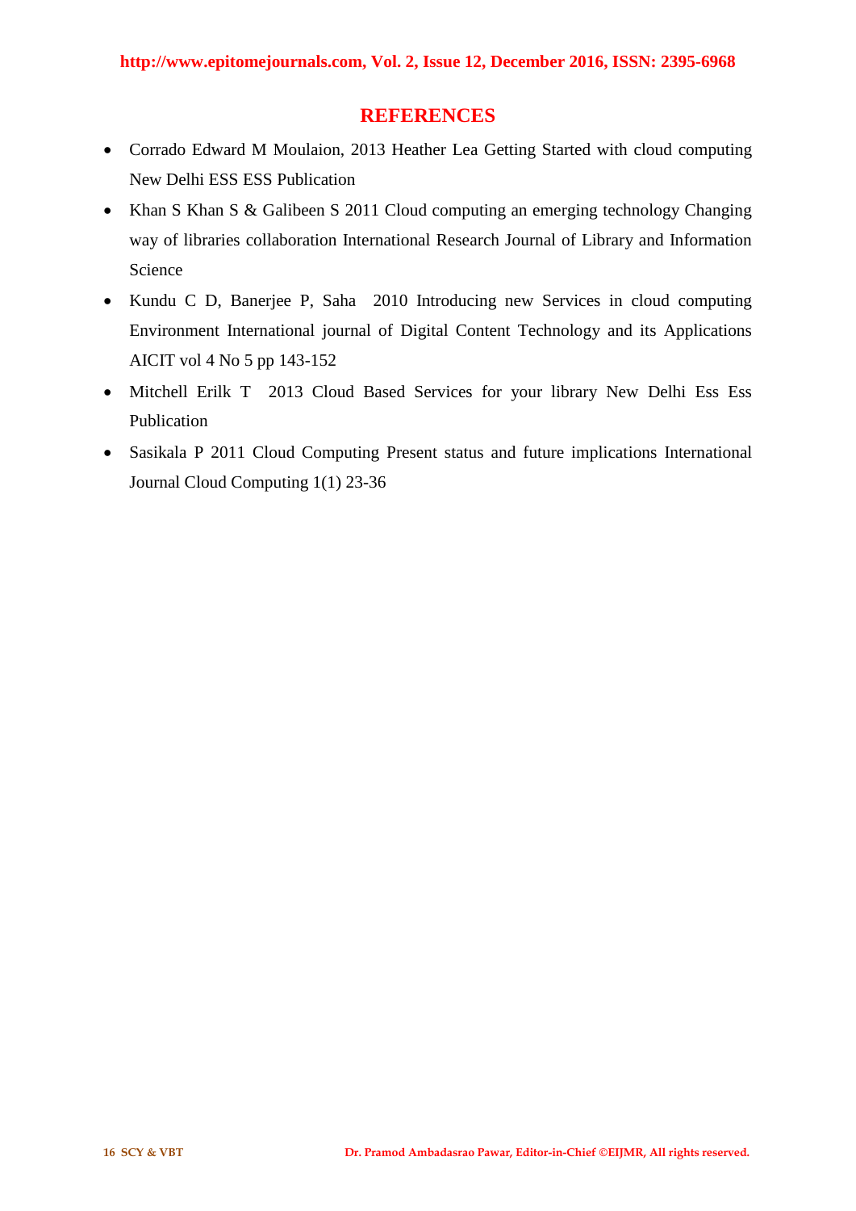## REFERENCES

- Corrado Edward M Moulaion, 2013 Heather Lea Getting Started with cloud computing New Delhi ESS ESS Publication
- Khan S Khan S & Galibeen S 2011 Cloud computing an emerging technology Changing way of libraries collaboration International Research Journal of Library and Information Science
- Kundu C D, Banerjee P, Saha 2010 Introducing new Services in cloud computing Environment International journal of Digital Content Technology and its Applications AICIT vol 4 No 5 pp 143-152
- Mitchell Erilk T 2013 Cloud Based Services for your library New Delhi Ess Ess Publication
- Sasikala P 2011 Cloud Computing Present status and future implications International Journal Cloud Computing 1(1) 23-36